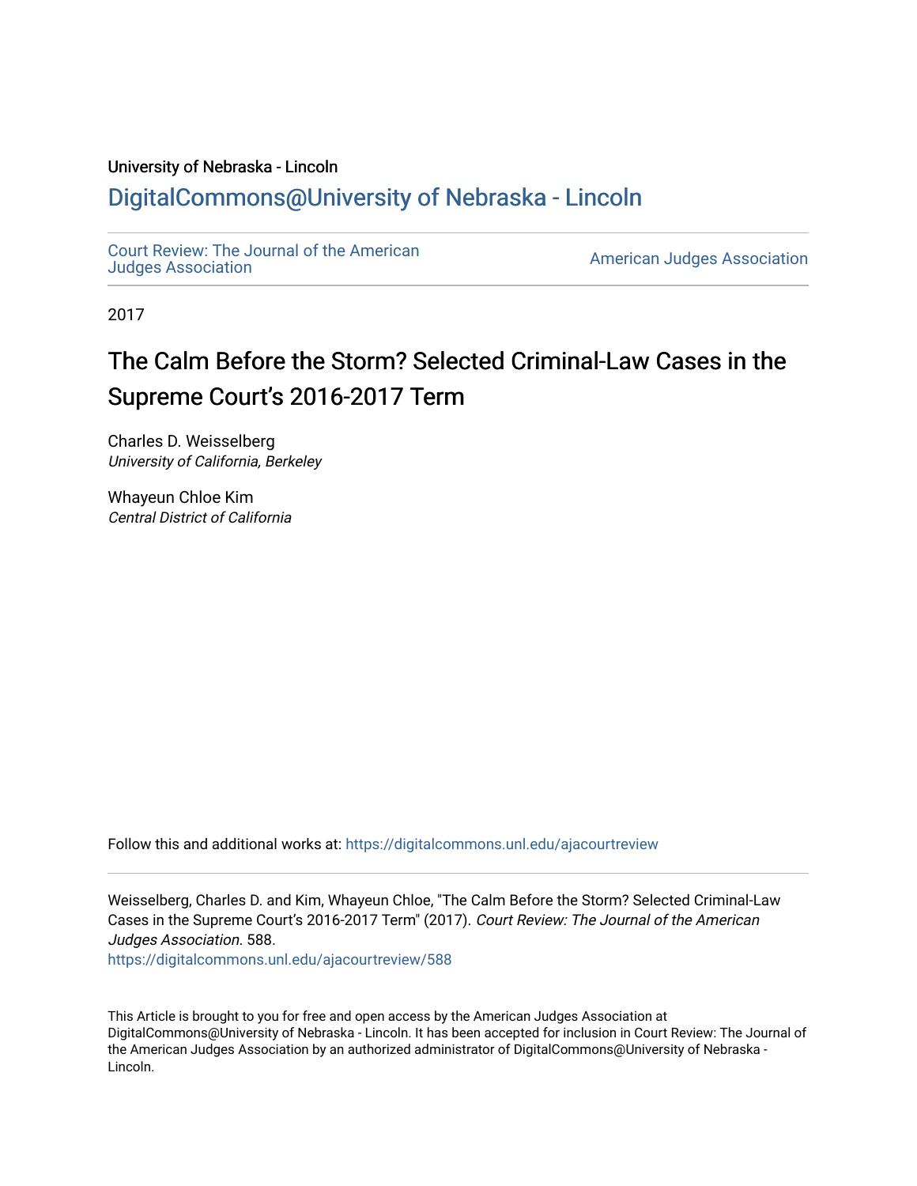University of Nebraska - Lincoln

## DigitalCommons@University of Nebraska - Lincoln

Court Review: The Journal of the American Judges Association | American Judges Association

2017

# The Calm Before the Storm? Selected Criminal-Law Cases in the Supreme Court's 2016-2017 Term

Charles D. Weisselberg
*University of California, Berkeley*

Whayeun Chloe Kim
*Central District of California*

Follow this and additional works at: https://digitalcommons.unl.edu/ajacourtreview

Weisselberg, Charles D. and Kim, Whayeun Chloe, "The Calm Before the Storm? Selected Criminal-Law Cases in the Supreme Court's 2016-2017 Term" (2017). *Court Review: The Journal of the American Judges Association*. 588.
https://digitalcommons.unl.edu/ajacourtreview/588

This Article is brought to you for free and open access by the American Judges Association at DigitalCommons@University of Nebraska - Lincoln. It has been accepted for inclusion in Court Review: The Journal of the American Judges Association by an authorized administrator of DigitalCommons@University of Nebraska - Lincoln.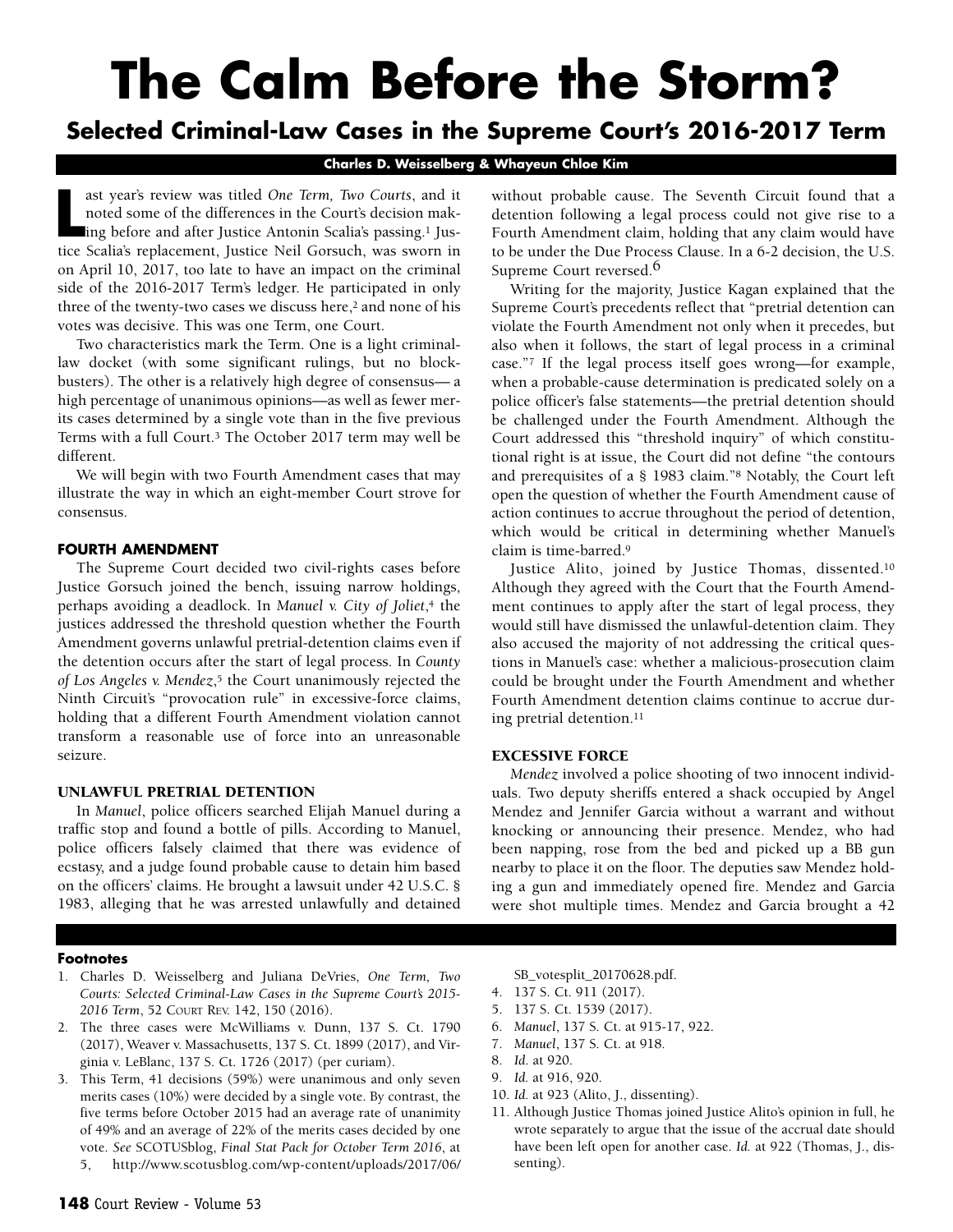# The Calm Before the Storm?

## Selected Criminal-Law Cases in the Supreme Court's 2016-2017 Term

**Charles D. Weisselberg & Whayeun Chloe Kim**

Last year's review was titled *One Term, Two Courts*, and it noted some of the differences in the Court's decision making before and after Justice Antonin Scalia's passing.[1] Justice Scalia's replacement, Justice Neil Gorsuch, was sworn in on April 10, 2017, too late to have an impact on the criminal side of the 2016-2017 Term's ledger. He participated in only three of the twenty-two cases we discuss here,[2] and none of his votes was decisive. This was one Term, one Court.

Two characteristics mark the Term. One is a light criminal-law docket (with some significant rulings, but no blockbusters). The other is a relatively high degree of consensus— a high percentage of unanimous opinions—as well as fewer merits cases determined by a single vote than in the five previous Terms with a full Court.[3] The October 2017 term may well be different.

We will begin with two Fourth Amendment cases that may illustrate the way in which an eight-member Court strove for consensus.

### FOURTH AMENDMENT

The Supreme Court decided two civil-rights cases before Justice Gorsuch joined the bench, issuing narrow holdings, perhaps avoiding a deadlock. In *Manuel v. City of Joliet*,[4] the justices addressed the threshold question whether the Fourth Amendment governs unlawful pretrial-detention claims even if the detention occurs after the start of legal process. In *County of Los Angeles v. Mendez*,[5] the Court unanimously rejected the Ninth Circuit's "provocation rule" in excessive-force claims, holding that a different Fourth Amendment violation cannot transform a reasonable use of force into an unreasonable seizure.

### UNLAWFUL PRETRIAL DETENTION

In *Manuel*, police officers searched Elijah Manuel during a traffic stop and found a bottle of pills. According to Manuel, police officers falsely claimed that there was evidence of ecstasy, and a judge found probable cause to detain him based on the officers' claims. He brought a lawsuit under 42 U.S.C. § 1983, alleging that he was arrested unlawfully and detained without probable cause. The Seventh Circuit found that a detention following a legal process could not give rise to a Fourth Amendment claim, holding that any claim would have to be under the Due Process Clause. In a 6-2 decision, the U.S. Supreme Court reversed.[6]

Writing for the majority, Justice Kagan explained that the Supreme Court's precedents reflect that "pretrial detention can violate the Fourth Amendment not only when it precedes, but also when it follows, the start of legal process in a criminal case."[7] If the legal process itself goes wrong—for example, when a probable-cause determination is predicated solely on a police officer's false statements—the pretrial detention should be challenged under the Fourth Amendment. Although the Court addressed this "threshold inquiry" of which constitutional right is at issue, the Court did not define "the contours and prerequisites of a § 1983 claim."[8] Notably, the Court left open the question of whether the Fourth Amendment cause of action continues to accrue throughout the period of detention, which would be critical in determining whether Manuel's claim is time-barred.[9]

Justice Alito, joined by Justice Thomas, dissented.[10] Although they agreed with the Court that the Fourth Amendment continues to apply after the start of legal process, they would still have dismissed the unlawful-detention claim. They also accused the majority of not addressing the critical questions in Manuel's case: whether a malicious-prosecution claim could be brought under the Fourth Amendment and whether Fourth Amendment detention claims continue to accrue during pretrial detention.[11]

### EXCESSIVE FORCE

*Mendez* involved a police shooting of two innocent individuals. Two deputy sheriffs entered a shack occupied by Angel Mendez and Jennifer Garcia without a warrant and without knocking or announcing their presence. Mendez, who had been napping, rose from the bed and picked up a BB gun nearby to place it on the floor. The deputies saw Mendez holding a gun and immediately opened fire. Mendez and Garcia were shot multiple times. Mendez and Garcia brought a 42

---

**Footnotes**

1. Charles D. Weisselberg and Juliana DeVries, *One Term, Two Courts: Selected Criminal-Law Cases in the Supreme Court's 2015-2016 Term*, 52 Court Rev. 142, 150 (2016).
2. The three cases were McWilliams v. Dunn, 137 S. Ct. 1790 (2017), Weaver v. Massachusetts, 137 S. Ct. 1899 (2017), and Virginia v. LeBlanc, 137 S. Ct. 1726 (2017) (per curiam).
3. This Term, 41 decisions (59%) were unanimous and only seven merits cases (10%) were decided by a single vote. By contrast, the five terms before October 2015 had an average rate of unanimity of 49% and an average of 22% of the merits cases decided by one vote. *See* SCOTUSblog, *Final Stat Pack for October Term 2016*, at 5, http://www.scotusblog.com/wp-content/uploads/2017/06/SB_votesplit_20170628.pdf.
4. 137 S. Ct. 911 (2017).
5. 137 S. Ct. 1539 (2017).
6. *Manuel*, 137 S. Ct. at 915-17, 922.
7. *Manuel*, 137 S. Ct. at 918.
8. *Id.* at 920.
9. *Id.* at 916, 920.
10. *Id.* at 923 (Alito, J., dissenting).
11. Although Justice Thomas joined Justice Alito's opinion in full, he wrote separately to argue that the issue of the accrual date should have been left open for another case. *Id.* at 922 (Thomas, J., dissenting).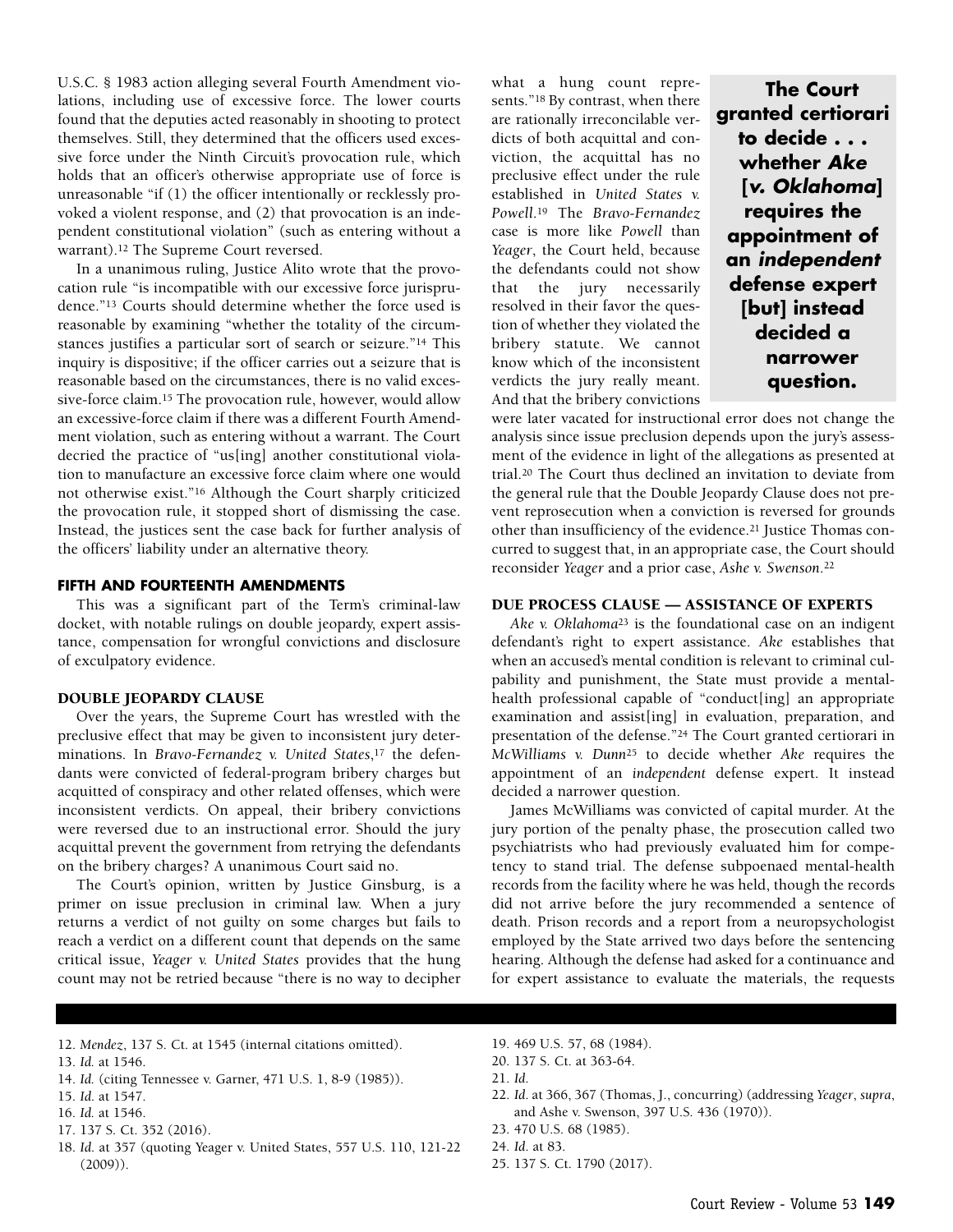U.S.C. § 1983 action alleging several Fourth Amendment violations, including use of excessive force. The lower courts found that the deputies acted reasonably in shooting to protect themselves. Still, they determined that the officers used excessive force under the Ninth Circuit's provocation rule, which holds that an officer's otherwise appropriate use of force is unreasonable "if (1) the officer intentionally or recklessly provoked a violent response, and (2) that provocation is an independent constitutional violation" (such as entering without a warrant).[12] The Supreme Court reversed.

In a unanimous ruling, Justice Alito wrote that the provocation rule "is incompatible with our excessive force jurisprudence."[13] Courts should determine whether the force used is reasonable by examining "whether the totality of the circumstances justifies a particular sort of search or seizure."[14] This inquiry is dispositive; if the officer carries out a seizure that is reasonable based on the circumstances, there is no valid excessive-force claim.[15] The provocation rule, however, would allow an excessive-force claim if there was a different Fourth Amendment violation, such as entering without a warrant. The Court decried the practice of "us[ing] another constitutional violation to manufacture an excessive force claim where one would not otherwise exist."[16] Although the Court sharply criticized the provocation rule, it stopped short of dismissing the case. Instead, the justices sent the case back for further analysis of the officers' liability under an alternative theory.

## FIFTH AND FOURTEENTH AMENDMENTS

This was a significant part of the Term's criminal-law docket, with notable rulings on double jeopardy, expert assistance, compensation for wrongful convictions and disclosure of exculpatory evidence.

### DOUBLE JEOPARDY CLAUSE

Over the years, the Supreme Court has wrestled with the preclusive effect that may be given to inconsistent jury determinations. In *Bravo-Fernandez v. United States*,[17] the defendants were convicted of federal-program bribery charges but acquitted of conspiracy and other related offenses, which were inconsistent verdicts. On appeal, their bribery convictions were reversed due to an instructional error. Should the jury acquittal prevent the government from retrying the defendants on the bribery charges? A unanimous Court said no.

The Court's opinion, written by Justice Ginsburg, is a primer on issue preclusion in criminal law. When a jury returns a verdict of not guilty on some charges but fails to reach a verdict on a different count that depends on the same critical issue, *Yeager v. United States* provides that the hung count may not be retried because "there is no way to decipher what a hung count represents."[18] By contrast, when there are rationally irreconcilable verdicts of both acquittal and conviction, the acquittal has no preclusive effect under the rule established in *United States v. Powell*.[19] The *Bravo-Fernandez* case is more like *Powell* than *Yeager*, the Court held, because the defendants could not show that the jury necessarily resolved in their favor the question of whether they violated the bribery statute. We cannot know which of the inconsistent verdicts the jury really meant. And that the bribery convictions were later vacated for instructional error does not change the analysis since issue preclusion depends upon the jury's assessment of the evidence in light of the allegations as presented at trial.[20] The Court thus declined an invitation to deviate from the general rule that the Double Jeopardy Clause does not prevent reprosecution when a conviction is reversed for grounds other than insufficiency of the evidence.[21] Justice Thomas concurred to suggest that, in an appropriate case, the Court should reconsider *Yeager* and a prior case, *Ashe v. Swenson*.[22]

**The Court granted certiorari to decide . . . whether *Ake* [*v. Oklahoma*] requires the appointment of an *independent* defense expert [but] instead decided a narrower question.**

### DUE PROCESS CLAUSE — ASSISTANCE OF EXPERTS

*Ake v. Oklahoma*[23] is the foundational case on an indigent defendant's right to expert assistance. *Ake* establishes that when an accused's mental condition is relevant to criminal culpability and punishment, the State must provide a mental-health professional capable of "conduct[ing] an appropriate examination and assist[ing] in evaluation, preparation, and presentation of the defense."[24] The Court granted certiorari in *McWilliams v. Dunn*[25] to decide whether *Ake* requires the appointment of an *independent* defense expert. It instead decided a narrower question.

James McWilliams was convicted of capital murder. At the jury portion of the penalty phase, the prosecution called two psychiatrists who had previously evaluated him for competency to stand trial. The defense subpoenaed mental-health records from the facility where he was held, though the records did not arrive before the jury recommended a sentence of death. Prison records and a report from a neuropsychologist employed by the State arrived two days before the sentencing hearing. Although the defense had asked for a continuance and for expert assistance to evaluate the materials, the requests

---

12. *Mendez*, 137 S. Ct. at 1545 (internal citations omitted).
13. *Id.* at 1546.
14. *Id.* (citing Tennessee v. Garner, 471 U.S. 1, 8-9 (1985)).
15. *Id.* at 1547.
16. *Id.* at 1546.
17. 137 S. Ct. 352 (2016).
18. *Id.* at 357 (quoting Yeager v. United States, 557 U.S. 110, 121-22 (2009)).
19. 469 U.S. 57, 68 (1984).
20. 137 S. Ct. at 363-64.
21. *Id.*
22. *Id.* at 366, 367 (Thomas, J., concurring) (addressing *Yeager*, *supra*, and Ashe v. Swenson, 397 U.S. 436 (1970)).
23. 470 U.S. 68 (1985).
24. *Id.* at 83.
25. 137 S. Ct. 1790 (2017).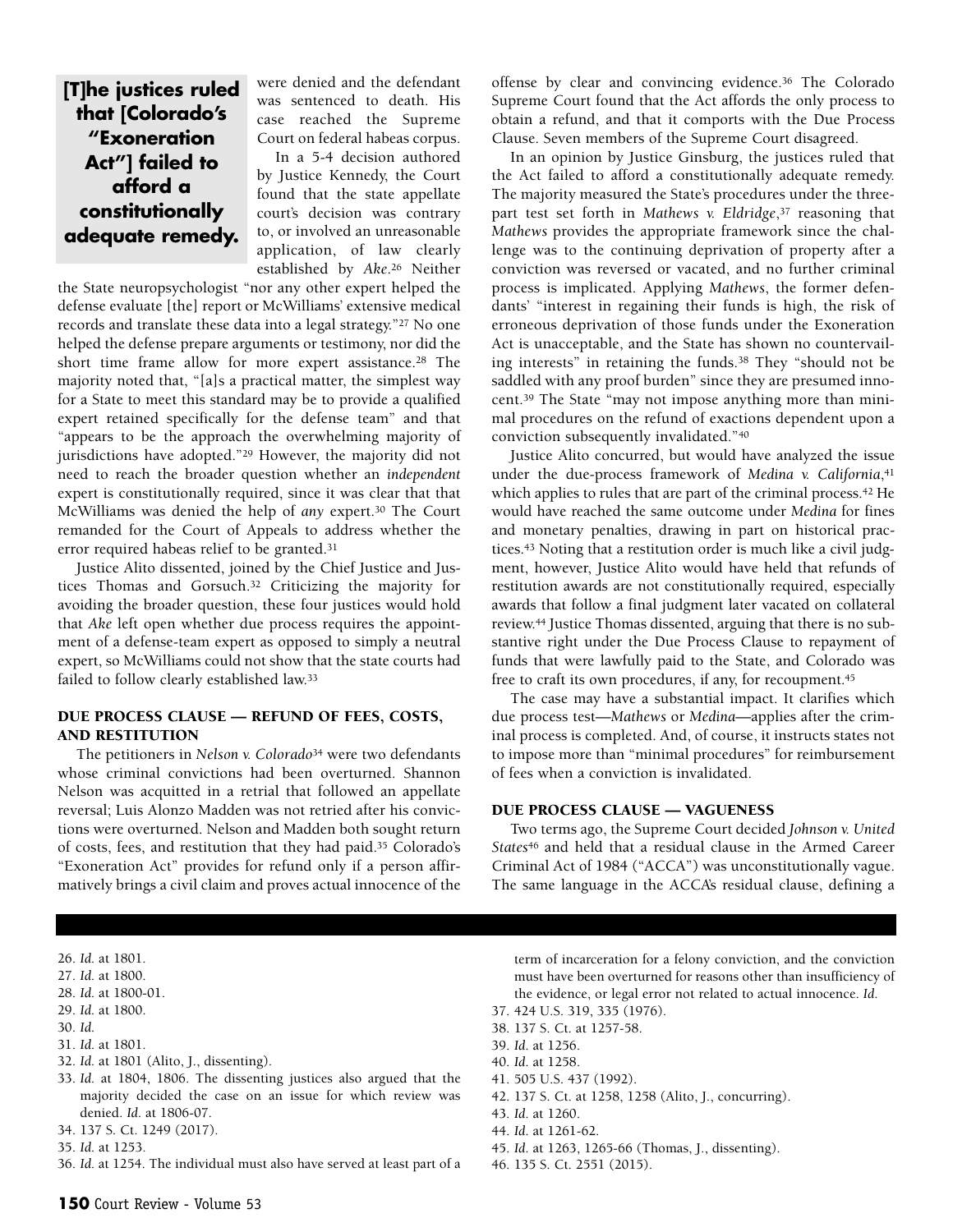**[T]he justices ruled that [Colorado's "Exoneration Act"] failed to afford a constitutionally adequate remedy.**

were denied and the defendant was sentenced to death. His case reached the Supreme Court on federal habeas corpus.

In a 5-4 decision authored by Justice Kennedy, the Court found that the state appellate court's decision was contrary to, or involved an unreasonable application, of law clearly established by *Ake*.[26] Neither the State neuropsychologist "nor any other expert helped the defense evaluate [the] report or McWilliams' extensive medical records and translate these data into a legal strategy."[27] No one helped the defense prepare arguments or testimony, nor did the short time frame allow for more expert assistance.[28] The majority noted that, "[a]s a practical matter, the simplest way for a State to meet this standard may be to provide a qualified expert retained specifically for the defense team" and that "appears to be the approach the overwhelming majority of jurisdictions have adopted."[29] However, the majority did not need to reach the broader question whether an *independent* expert is constitutionally required, since it was clear that that McWilliams was denied the help of *any* expert.[30] The Court remanded for the Court of Appeals to address whether the error required habeas relief to be granted.[31]

Justice Alito dissented, joined by the Chief Justice and Justices Thomas and Gorsuch.[32] Criticizing the majority for avoiding the broader question, these four justices would hold that *Ake* left open whether due process requires the appointment of a defense-team expert as opposed to simply a neutral expert, so McWilliams could not show that the state courts had failed to follow clearly established law.[33]

### DUE PROCESS CLAUSE — REFUND OF FEES, COSTS, AND RESTITUTION

The petitioners in *Nelson v. Colorado*[34] were two defendants whose criminal convictions had been overturned. Shannon Nelson was acquitted in a retrial that followed an appellate reversal; Luis Alonzo Madden was not retried after his convictions were overturned. Nelson and Madden both sought return of costs, fees, and restitution that they had paid.[35] Colorado's "Exoneration Act" provides for refund only if a person affirmatively brings a civil claim and proves actual innocence of the offense by clear and convincing evidence.[36] The Colorado Supreme Court found that the Act affords the only process to obtain a refund, and that it comports with the Due Process Clause. Seven members of the Supreme Court disagreed.

In an opinion by Justice Ginsburg, the justices ruled that the Act failed to afford a constitutionally adequate remedy. The majority measured the State's procedures under the three-part test set forth in *Mathews v. Eldridge*,[37] reasoning that *Mathews* provides the appropriate framework since the challenge was to the continuing deprivation of property after a conviction was reversed or vacated, and no further criminal process is implicated. Applying *Mathews*, the former defendants' "interest in regaining their funds is high, the risk of erroneous deprivation of those funds under the Exoneration Act is unacceptable, and the State has shown no countervailing interests" in retaining the funds.[38] They "should not be saddled with any proof burden" since they are presumed innocent.[39] The State "may not impose anything more than minimal procedures on the refund of exactions dependent upon a conviction subsequently invalidated."[40]

Justice Alito concurred, but would have analyzed the issue under the due-process framework of *Medina v. California*,[41] which applies to rules that are part of the criminal process.[42] He would have reached the same outcome under *Medina* for fines and monetary penalties, drawing in part on historical practices.[43] Noting that a restitution order is much like a civil judgment, however, Justice Alito would have held that refunds of restitution awards are not constitutionally required, especially awards that follow a final judgment later vacated on collateral review.[44] Justice Thomas dissented, arguing that there is no substantive right under the Due Process Clause to repayment of funds that were lawfully paid to the State, and Colorado was free to craft its own procedures, if any, for recoupment.[45]

The case may have a substantial impact. It clarifies which due process test—*Mathews* or *Medina*—applies after the criminal process is completed. And, of course, it instructs states not to impose more than "minimal procedures" for reimbursement of fees when a conviction is invalidated.

### DUE PROCESS CLAUSE — VAGUENESS

Two terms ago, the Supreme Court decided *Johnson v. United States*[46] and held that a residual clause in the Armed Career Criminal Act of 1984 ("ACCA") was unconstitutionally vague. The same language in the ACCA's residual clause, defining a

---

26. *Id.* at 1801.
27. *Id.* at 1800.
28. *Id.* at 1800-01.
29. *Id.* at 1800.
30. *Id.*
31. *Id.* at 1801.
32. *Id.* at 1801 (Alito, J., dissenting).
33. *Id.* at 1804, 1806. The dissenting justices also argued that the majority decided the case on an issue for which review was denied. *Id.* at 1806-07.
34. 137 S. Ct. 1249 (2017).
35. *Id.* at 1253.
36. *Id.* at 1254. The individual must also have served at least part of a term of incarceration for a felony conviction, and the conviction must have been overturned for reasons other than insufficiency of the evidence, or legal error not related to actual innocence. *Id.*
37. 424 U.S. 319, 335 (1976).
38. 137 S. Ct. at 1257-58.
39. *Id.* at 1256.
40. *Id.* at 1258.
41. 505 U.S. 437 (1992).
42. 137 S. Ct. at 1258, 1258 (Alito, J., concurring).
43. *Id.* at 1260.
44. *Id.* at 1261-62.
45. *Id.* at 1263, 1265-66 (Thomas, J., dissenting).
46. 135 S. Ct. 2551 (2015).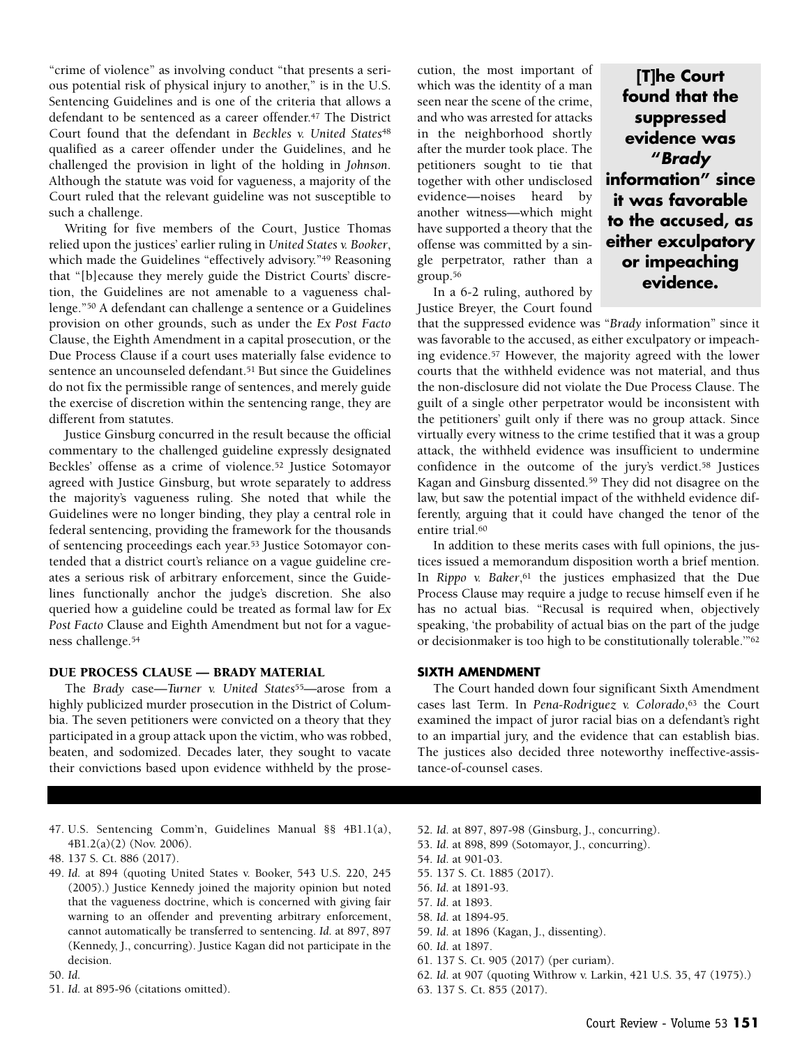"crime of violence" as involving conduct "that presents a serious potential risk of physical injury to another," is in the U.S. Sentencing Guidelines and is one of the criteria that allows a defendant to be sentenced as a career offender.[47] The District Court found that the defendant in *Beckles v. United States*[48] qualified as a career offender under the Guidelines, and he challenged the provision in light of the holding in *Johnson*. Although the statute was void for vagueness, a majority of the Court ruled that the relevant guideline was not susceptible to such a challenge.

Writing for five members of the Court, Justice Thomas relied upon the justices' earlier ruling in *United States v. Booker*, which made the Guidelines "effectively advisory."[49] Reasoning that "[b]ecause they merely guide the District Courts' discretion, the Guidelines are not amenable to a vagueness challenge."[50] A defendant can challenge a sentence or a Guidelines provision on other grounds, such as under the *Ex Post Facto* Clause, the Eighth Amendment in a capital prosecution, or the Due Process Clause if a court uses materially false evidence to sentence an uncounseled defendant.[51] But since the Guidelines do not fix the permissible range of sentences, and merely guide the exercise of discretion within the sentencing range, they are different from statutes.

Justice Ginsburg concurred in the result because the official commentary to the challenged guideline expressly designated Beckles' offense as a crime of violence.[52] Justice Sotomayor agreed with Justice Ginsburg, but wrote separately to address the majority's vagueness ruling. She noted that while the Guidelines were no longer binding, they play a central role in federal sentencing, providing the framework for the thousands of sentencing proceedings each year.[53] Justice Sotomayor contended that a district court's reliance on a vague guideline creates a serious risk of arbitrary enforcement, since the Guidelines functionally anchor the judge's discretion. She also queried how a guideline could be treated as formal law for *Ex Post Facto* Clause and Eighth Amendment but not for a vagueness challenge.[54]

## DUE PROCESS CLAUSE — BRADY MATERIAL

The *Brady* case—*Turner v. United States*[55]—arose from a highly publicized murder prosecution in the District of Columbia. The seven petitioners were convicted on a theory that they participated in a group attack upon the victim, who was robbed, beaten, and sodomized. Decades later, they sought to vacate their convictions based upon evidence withheld by the prosecution, the most important of which was the identity of a man seen near the scene of the crime, and who was arrested for attacks in the neighborhood shortly after the murder took place. The petitioners sought to tie that together with other undisclosed evidence—noises heard by another witness—which might have supported a theory that the offense was committed by a single perpetrator, rather than a group.[56]

**[T]he Court found that the suppressed evidence was "*Brady* information" since it was favorable to the accused, as either exculpatory or impeaching evidence.**

In a 6-2 ruling, authored by Justice Breyer, the Court found that the suppressed evidence was "*Brady* information" since it was favorable to the accused, as either exculpatory or impeaching evidence.[57] However, the majority agreed with the lower courts that the withheld evidence was not material, and thus the non-disclosure did not violate the Due Process Clause. The guilt of a single other perpetrator would be inconsistent with the petitioners' guilt only if there was no group attack. Since virtually every witness to the crime testified that it was a group attack, the withheld evidence was insufficient to undermine confidence in the outcome of the jury's verdict.[58] Justices Kagan and Ginsburg dissented.[59] They did not disagree on the law, but saw the potential impact of the withheld evidence differently, arguing that it could have changed the tenor of the entire trial.[60]

In addition to these merits cases with full opinions, the justices issued a memorandum disposition worth a brief mention. In *Rippo v. Baker*,[61] the justices emphasized that the Due Process Clause may require a judge to recuse himself even if he has no actual bias. "Recusal is required when, objectively speaking, 'the probability of actual bias on the part of the judge or decisionmaker is too high to be constitutionally tolerable.'"[62]

## SIXTH AMENDMENT

The Court handed down four significant Sixth Amendment cases last Term. In *Pena-Rodriguez v. Colorado*,[63] the Court examined the impact of juror racial bias on a defendant's right to an impartial jury, and the evidence that can establish bias. The justices also decided three noteworthy ineffective-assistance-of-counsel cases.

---

47. U.S. Sentencing Comm'n, Guidelines Manual §§ 4B1.1(a), 4B1.2(a)(2) (Nov. 2006).
48. 137 S. Ct. 886 (2017).
49. *Id.* at 894 (quoting United States v. Booker, 543 U.S. 220, 245 (2005).) Justice Kennedy joined the majority opinion but noted that the vagueness doctrine, which is concerned with giving fair warning to an offender and preventing arbitrary enforcement, cannot automatically be transferred to sentencing. *Id.* at 897, 897 (Kennedy, J., concurring). Justice Kagan did not participate in the decision.
50. *Id.*
51. *Id.* at 895-96 (citations omitted).
52. *Id.* at 897, 897-98 (Ginsburg, J., concurring).
53. *Id.* at 898, 899 (Sotomayor, J., concurring).
54. *Id.* at 901-03.
55. 137 S. Ct. 1885 (2017).
56. *Id.* at 1891-93.
57. *Id.* at 1893.
58. *Id.* at 1894-95.
59. *Id.* at 1896 (Kagan, J., dissenting).
60. *Id.* at 1897.
61. 137 S. Ct. 905 (2017) (per curiam).
62. *Id.* at 907 (quoting Withrow v. Larkin, 421 U.S. 35, 47 (1975).)
63. 137 S. Ct. 855 (2017).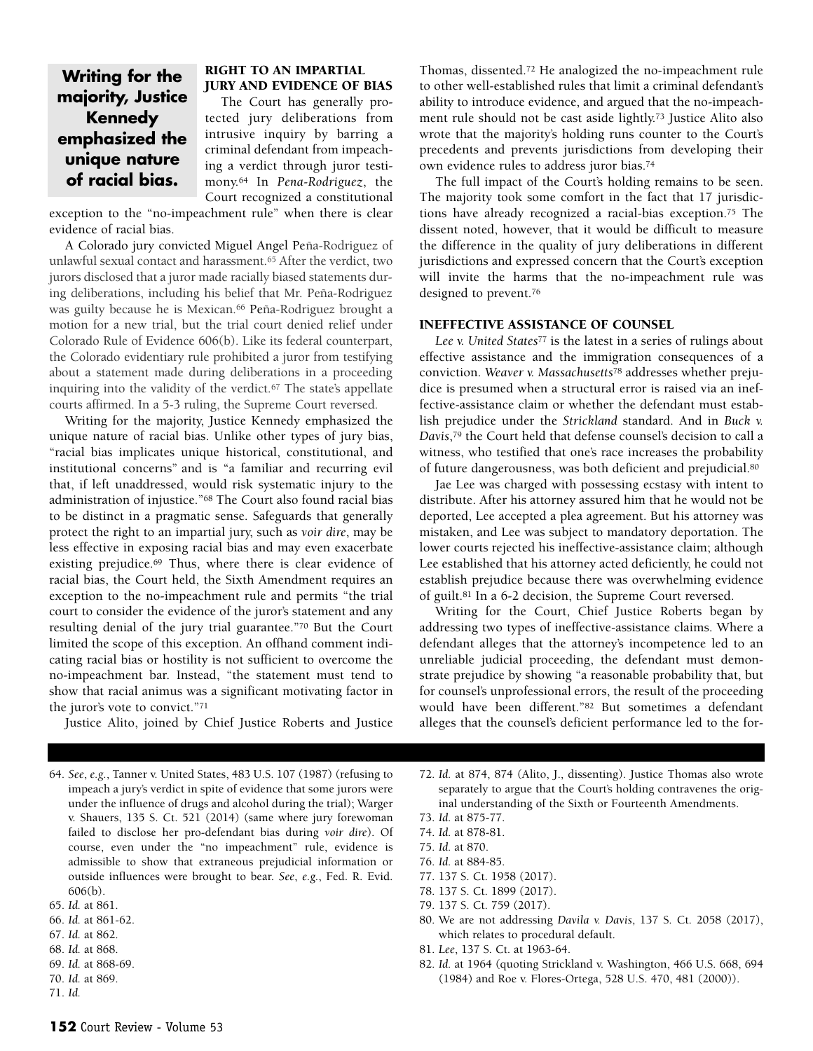**Writing for the majority, Justice Kennedy emphasized the unique nature of racial bias.**

### RIGHT TO AN IMPARTIAL JURY AND EVIDENCE OF BIAS

The Court has generally protected jury deliberations from intrusive inquiry by barring a criminal defendant from impeaching a verdict through juror testimony.[64] In *Pena-Rodriguez*, the Court recognized a constitutional exception to the "no-impeachment rule" when there is clear evidence of racial bias.

A Colorado jury convicted Miguel Angel Peña-Rodriguez of unlawful sexual contact and harassment.[65] After the verdict, two jurors disclosed that a juror made racially biased statements during deliberations, including his belief that Mr. Peña-Rodriguez was guilty because he is Mexican.[66] Peña-Rodriguez brought a motion for a new trial, but the trial court denied relief under Colorado Rule of Evidence 606(b). Like its federal counterpart, the Colorado evidentiary rule prohibited a juror from testifying about a statement made during deliberations in a proceeding inquiring into the validity of the verdict.[67] The state's appellate courts affirmed. In a 5-3 ruling, the Supreme Court reversed.

Writing for the majority, Justice Kennedy emphasized the unique nature of racial bias. Unlike other types of jury bias, "racial bias implicates unique historical, constitutional, and institutional concerns" and is "a familiar and recurring evil that, if left unaddressed, would risk systematic injury to the administration of injustice."[68] The Court also found racial bias to be distinct in a pragmatic sense. Safeguards that generally protect the right to an impartial jury, such as *voir dire*, may be less effective in exposing racial bias and may even exacerbate existing prejudice.[69] Thus, where there is clear evidence of racial bias, the Court held, the Sixth Amendment requires an exception to the no-impeachment rule and permits "the trial court to consider the evidence of the juror's statement and any resulting denial of the jury trial guarantee."[70] But the Court limited the scope of this exception. An offhand comment indicating racial bias or hostility is not sufficient to overcome the no-impeachment bar. Instead, "the statement must tend to show that racial animus was a significant motivating factor in the juror's vote to convict."[71]

Justice Alito, joined by Chief Justice Roberts and Justice Thomas, dissented.[72] He analogized the no-impeachment rule to other well-established rules that limit a criminal defendant's ability to introduce evidence, and argued that the no-impeachment rule should not be cast aside lightly.[73] Justice Alito also wrote that the majority's holding runs counter to the Court's precedents and prevents jurisdictions from developing their own evidence rules to address juror bias.[74]

The full impact of the Court's holding remains to be seen. The majority took some comfort in the fact that 17 jurisdictions have already recognized a racial-bias exception.[75] The dissent noted, however, that it would be difficult to measure the difference in the quality of jury deliberations in different jurisdictions and expressed concern that the Court's exception will invite the harms that the no-impeachment rule was designed to prevent.[76]

### INEFFECTIVE ASSISTANCE OF COUNSEL

*Lee v. United States*[77] is the latest in a series of rulings about effective assistance and the immigration consequences of a conviction. *Weaver v. Massachusetts*[78] addresses whether prejudice is presumed when a structural error is raised via an ineffective-assistance claim or whether the defendant must establish prejudice under the *Strickland* standard. And in *Buck v. Davis*,[79] the Court held that defense counsel's decision to call a witness, who testified that one's race increases the probability of future dangerousness, was both deficient and prejudicial.[80]

Jae Lee was charged with possessing ecstasy with intent to distribute. After his attorney assured him that he would not be deported, Lee accepted a plea agreement. But his attorney was mistaken, and Lee was subject to mandatory deportation. The lower courts rejected his ineffective-assistance claim; although Lee established that his attorney acted deficiently, he could not establish prejudice because there was overwhelming evidence of guilt.[81] In a 6-2 decision, the Supreme Court reversed.

Writing for the Court, Chief Justice Roberts began by addressing two types of ineffective-assistance claims. Where a defendant alleges that the attorney's incompetence led to an unreliable judicial proceeding, the defendant must demonstrate prejudice by showing "a reasonable probability that, but for counsel's unprofessional errors, the result of the proceeding would have been different."[82] But sometimes a defendant alleges that the counsel's deficient performance led to the for-

---

64. *See*, *e.g.*, Tanner v. United States, 483 U.S. 107 (1987) (refusing to impeach a jury's verdict in spite of evidence that some jurors were under the influence of drugs and alcohol during the trial); Warger v. Shauers, 135 S. Ct. 521 (2014) (same where jury forewoman failed to disclose her pro-defendant bias during *voir dire*). Of course, even under the "no impeachment" rule, evidence is admissible to show that extraneous prejudicial information or outside influences were brought to bear. *See*, *e.g.*, Fed. R. Evid. 606(b).
65. *Id.* at 861.
66. *Id.* at 861-62.
67. *Id.* at 862.
68. *Id.* at 868.
69. *Id.* at 868-69.
70. *Id.* at 869.
71. *Id.*
72. *Id.* at 874, 874 (Alito, J., dissenting). Justice Thomas also wrote separately to argue that the Court's holding contravenes the original understanding of the Sixth or Fourteenth Amendments.
73. *Id.* at 875-77.
74. *Id.* at 878-81.
75. *Id.* at 870.
76. *Id.* at 884-85.
77. 137 S. Ct. 1958 (2017).
78. 137 S. Ct. 1899 (2017).
79. 137 S. Ct. 759 (2017).
80. We are not addressing *Davila v. Davis*, 137 S. Ct. 2058 (2017), which relates to procedural default.
81. *Lee*, 137 S. Ct. at 1963-64.
82. *Id.* at 1964 (quoting Strickland v. Washington, 466 U.S. 668, 694 (1984) and Roe v. Flores-Ortega, 528 U.S. 470, 481 (2000)).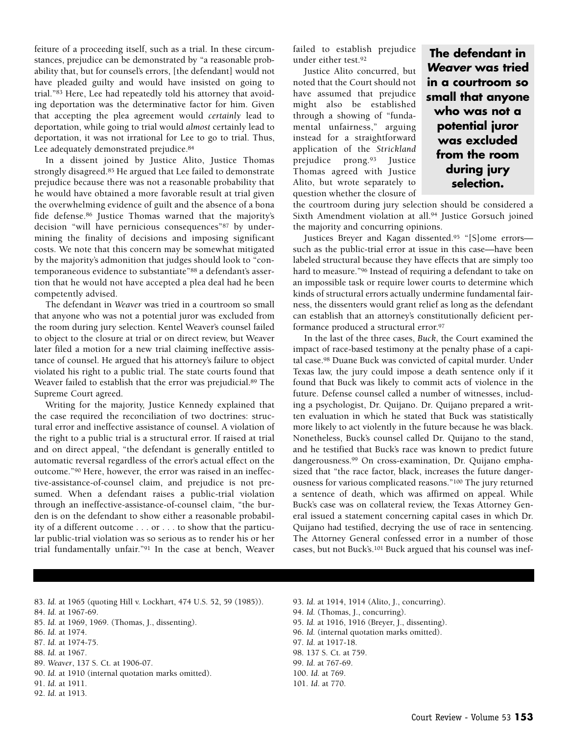feiture of a proceeding itself, such as a trial. In these circumstances, prejudice can be demonstrated by "a reasonable probability that, but for counsel's errors, [the defendant] would not have pleaded guilty and would have insisted on going to trial."[83] Here, Lee had repeatedly told his attorney that avoiding deportation was the determinative factor for him. Given that accepting the plea agreement would *certainly* lead to deportation, while going to trial would *almost* certainly lead to deportation, it was not irrational for Lee to go to trial. Thus, Lee adequately demonstrated prejudice.[84]

In a dissent joined by Justice Alito, Justice Thomas strongly disagreed.[85] He argued that Lee failed to demonstrate prejudice because there was not a reasonable probability that he would have obtained a more favorable result at trial given the overwhelming evidence of guilt and the absence of a bona fide defense.[86] Justice Thomas warned that the majority's decision "will have pernicious consequences"[87] by undermining the finality of decisions and imposing significant costs. We note that this concern may be somewhat mitigated by the majority's admonition that judges should look to "contemporaneous evidence to substantiate"[88] a defendant's assertion that he would not have accepted a plea deal had he been competently advised.

The defendant in *Weaver* was tried in a courtroom so small that anyone who was not a potential juror was excluded from the room during jury selection. Kentel Weaver's counsel failed to object to the closure at trial or on direct review, but Weaver later filed a motion for a new trial claiming ineffective assistance of counsel. He argued that his attorney's failure to object violated his right to a public trial. The state courts found that Weaver failed to establish that the error was prejudicial.[89] The Supreme Court agreed.

Writing for the majority, Justice Kennedy explained that the case required the reconciliation of two doctrines: structural error and ineffective assistance of counsel. A violation of the right to a public trial is a structural error. If raised at trial and on direct appeal, "the defendant is generally entitled to automatic reversal regardless of the error's actual effect on the outcome."[90] Here, however, the error was raised in an ineffective-assistance-of-counsel claim, and prejudice is not presumed. When a defendant raises a public-trial violation through an ineffective-assistance-of-counsel claim, "the burden is on the defendant to show either a reasonable probability of a different outcome . . . or . . . to show that the particular public-trial violation was so serious as to render his or her trial fundamentally unfair."[91] In the case at bench, Weaver failed to establish prejudice under either test.[92]

**The defendant in *Weaver* was tried in a courtroom so small that anyone who was not a potential juror was excluded from the room during jury selection.**

Justice Alito concurred, but noted that the Court should not have assumed that prejudice might also be established through a showing of "fundamental unfairness," arguing instead for a straightforward application of the *Strickland* prejudice prong.[93] Justice Thomas agreed with Justice Alito, but wrote separately to question whether the closure of the courtroom during jury selection should be considered a Sixth Amendment violation at all.[94] Justice Gorsuch joined the majority and concurring opinions.

Justices Breyer and Kagan dissented.[95] "[S]ome errors—such as the public-trial error at issue in this case—have been labeled structural because they have effects that are simply too hard to measure."[96] Instead of requiring a defendant to take on an impossible task or require lower courts to determine which kinds of structural errors actually undermine fundamental fairness, the dissenters would grant relief as long as the defendant can establish that an attorney's constitutionally deficient performance produced a structural error.[97]

In the last of the three cases, *Buck*, the Court examined the impact of race-based testimony at the penalty phase of a capital case.[98] Duane Buck was convicted of capital murder. Under Texas law, the jury could impose a death sentence only if it found that Buck was likely to commit acts of violence in the future. Defense counsel called a number of witnesses, including a psychologist, Dr. Quijano. Dr. Quijano prepared a written evaluation in which he stated that Buck was statistically more likely to act violently in the future because he was black. Nonetheless, Buck's counsel called Dr. Quijano to the stand, and he testified that Buck's race was known to predict future dangerousness.[99] On cross-examination, Dr. Quijano emphasized that "the race factor, black, increases the future dangerousness for various complicated reasons."[100] The jury returned a sentence of death, which was affirmed on appeal. While Buck's case was on collateral review, the Texas Attorney General issued a statement concerning capital cases in which Dr. Quijano had testified, decrying the use of race in sentencing. The Attorney General confessed error in a number of those cases, but not Buck's.[101] Buck argued that his counsel was inef-

---

83. *Id.* at 1965 (quoting Hill v. Lockhart, 474 U.S. 52, 59 (1985)).
84. *Id.* at 1967-69.
85. *Id.* at 1969, 1969. (Thomas, J., dissenting).
86. *Id.* at 1974.
87. *Id.* at 1974-75.
88. *Id.* at 1967.
89. *Weaver*, 137 S. Ct. at 1906-07.
90. *Id.* at 1910 (internal quotation marks omitted).
91. *Id.* at 1911.
92. *Id.* at 1913.
93. *Id.* at 1914, 1914 (Alito, J., concurring).
94. *Id.* (Thomas, J., concurring).
95. *Id.* at 1916, 1916 (Breyer, J., dissenting).
96. *Id.* (internal quotation marks omitted).
97. *Id.* at 1917-18.
98. 137 S. Ct. at 759.
99. *Id.* at 767-69.
100. *Id.* at 769.
101. *Id.* at 770.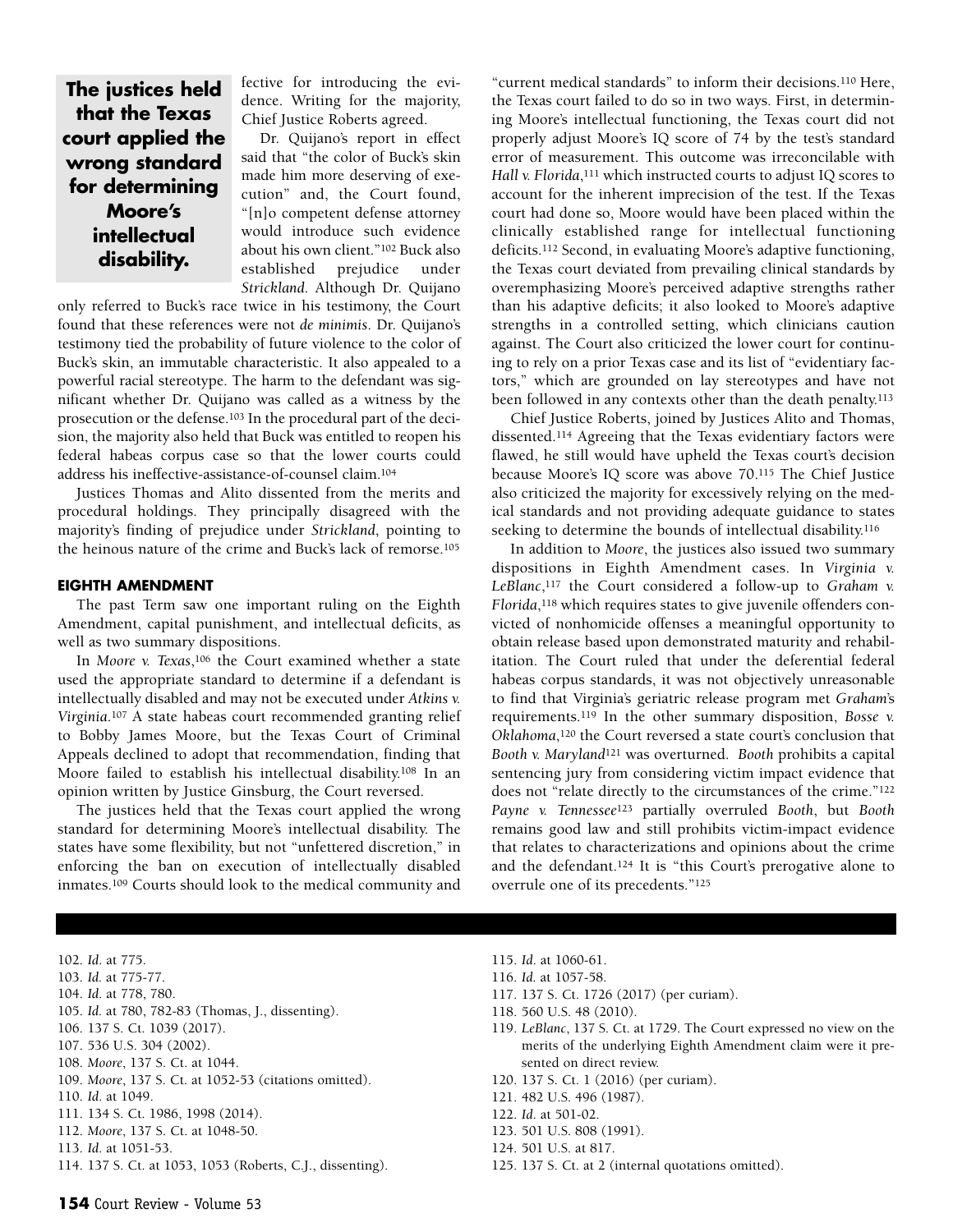**The justices held that the Texas court applied the wrong standard for determining Moore's intellectual disability.**

fective for introducing the evidence. Writing for the majority, Chief Justice Roberts agreed.

Dr. Quijano's report in effect said that "the color of Buck's skin made him more deserving of execution" and, the Court found, "[n]o competent defense attorney would introduce such evidence about his own client."[102] Buck also established prejudice under *Strickland*. Although Dr. Quijano only referred to Buck's race twice in his testimony, the Court found that these references were not *de minimis*. Dr. Quijano's testimony tied the probability of future violence to the color of Buck's skin, an immutable characteristic. It also appealed to a powerful racial stereotype. The harm to the defendant was significant whether Dr. Quijano was called as a witness by the prosecution or the defense.[103] In the procedural part of the decision, the majority also held that Buck was entitled to reopen his federal habeas corpus case so that the lower courts could address his ineffective-assistance-of-counsel claim.[104]

Justices Thomas and Alito dissented from the merits and procedural holdings. They principally disagreed with the majority's finding of prejudice under *Strickland*, pointing to the heinous nature of the crime and Buck's lack of remorse.[105]

#### EIGHTH AMENDMENT

The past Term saw one important ruling on the Eighth Amendment, capital punishment, and intellectual deficits, as well as two summary dispositions.

In *Moore v. Texas*,[106] the Court examined whether a state used the appropriate standard to determine if a defendant is intellectually disabled and may not be executed under *Atkins v. Virginia*.[107] A state habeas court recommended granting relief to Bobby James Moore, but the Texas Court of Criminal Appeals declined to adopt that recommendation, finding that Moore failed to establish his intellectual disability.[108] In an opinion written by Justice Ginsburg, the Court reversed.

The justices held that the Texas court applied the wrong standard for determining Moore's intellectual disability. The states have some flexibility, but not "unfettered discretion," in enforcing the ban on execution of intellectually disabled inmates.[109] Courts should look to the medical community and "current medical standards" to inform their decisions.[110] Here, the Texas court failed to do so in two ways. First, in determining Moore's intellectual functioning, the Texas court did not properly adjust Moore's IQ score of 74 by the test's standard error of measurement. This outcome was irreconcilable with *Hall v. Florida*,[111] which instructed courts to adjust IQ scores to account for the inherent imprecision of the test. If the Texas court had done so, Moore would have been placed within the clinically established range for intellectual functioning deficits.[112] Second, in evaluating Moore's adaptive functioning, the Texas court deviated from prevailing clinical standards by overemphasizing Moore's perceived adaptive strengths rather than his adaptive deficits; it also looked to Moore's adaptive strengths in a controlled setting, which clinicians caution against. The Court also criticized the lower court for continuing to rely on a prior Texas case and its list of "evidentiary factors," which are grounded on lay stereotypes and have not been followed in any contexts other than the death penalty.[113]

Chief Justice Roberts, joined by Justices Alito and Thomas, dissented.[114] Agreeing that the Texas evidentiary factors were flawed, he still would have upheld the Texas court's decision because Moore's IQ score was above 70.[115] The Chief Justice also criticized the majority for excessively relying on the medical standards and not providing adequate guidance to states seeking to determine the bounds of intellectual disability.[116]

In addition to *Moore*, the justices also issued two summary dispositions in Eighth Amendment cases. In *Virginia v. LeBlanc*,[117] the Court considered a follow-up to *Graham v. Florida*,[118] which requires states to give juvenile offenders convicted of nonhomicide offenses a meaningful opportunity to obtain release based upon demonstrated maturity and rehabilitation. The Court ruled that under the deferential federal habeas corpus standards, it was not objectively unreasonable to find that Virginia's geriatric release program met *Graham*'s requirements.[119] In the other summary disposition, *Bosse v. Oklahoma*,[120] the Court reversed a state court's conclusion that *Booth v. Maryland*[121] was overturned. *Booth* prohibits a capital sentencing jury from considering victim impact evidence that does not "relate directly to the circumstances of the crime."[122] *Payne v. Tennessee*[123] partially overruled *Booth*, but *Booth* remains good law and still prohibits victim-impact evidence that relates to characterizations and opinions about the crime and the defendant.[124] It is "this Court's prerogative alone to overrule one of its precedents."[125]

---

102. *Id.* at 775.
103. *Id.* at 775-77.
104. *Id.* at 778, 780.
105. *Id.* at 780, 782-83 (Thomas, J., dissenting).
106. 137 S. Ct. 1039 (2017).
107. 536 U.S. 304 (2002).
108. *Moore*, 137 S. Ct. at 1044.
109. *Moore*, 137 S. Ct. at 1052-53 (citations omitted).
110. *Id.* at 1049.
111. 134 S. Ct. 1986, 1998 (2014).
112. *Moore*, 137 S. Ct. at 1048-50.
113. *Id.* at 1051-53.
114. 137 S. Ct. at 1053, 1053 (Roberts, C.J., dissenting).
115. *Id.* at 1060-61.
116. *Id.* at 1057-58.
117. 137 S. Ct. 1726 (2017) (per curiam).
118. 560 U.S. 48 (2010).
119. *LeBlanc*, 137 S. Ct. at 1729. The Court expressed no view on the merits of the underlying Eighth Amendment claim were it presented on direct review.
120. 137 S. Ct. 1 (2016) (per curiam).
121. 482 U.S. 496 (1987).
122. *Id.* at 501-02.
123. 501 U.S. 808 (1991).
124. 501 U.S. at 817.
125. 137 S. Ct. at 2 (internal quotations omitted).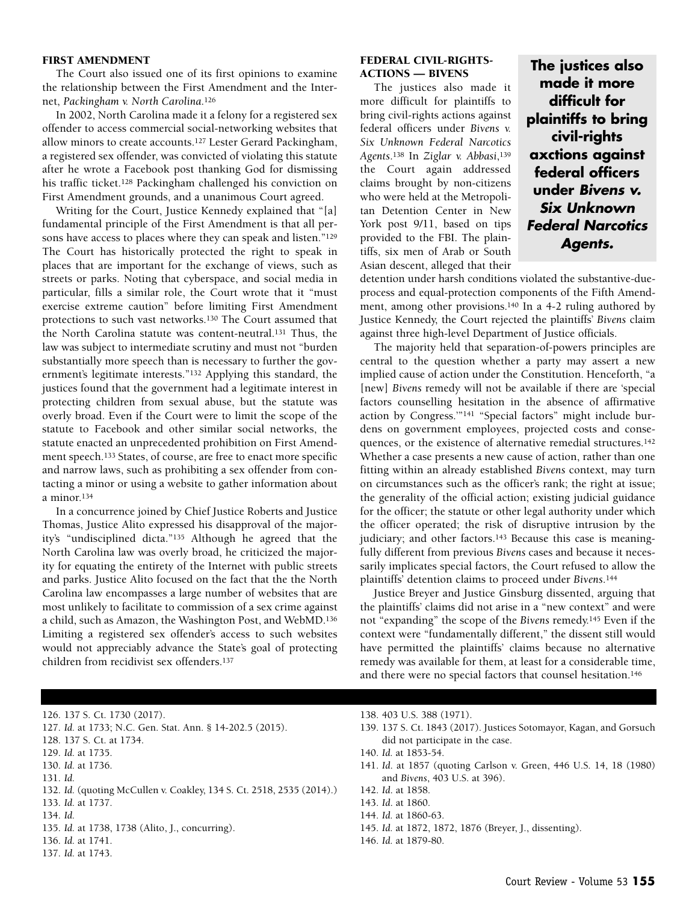### FIRST AMENDMENT

The Court also issued one of its first opinions to examine the relationship between the First Amendment and the Internet, *Packingham v. North Carolina*.[126]

In 2002, North Carolina made it a felony for a registered sex offender to access commercial social-networking websites that allow minors to create accounts.[127] Lester Gerard Packingham, a registered sex offender, was convicted of violating this statute after he wrote a Facebook post thanking God for dismissing his traffic ticket.[128] Packingham challenged his conviction on First Amendment grounds, and a unanimous Court agreed.

Writing for the Court, Justice Kennedy explained that "[a] fundamental principle of the First Amendment is that all persons have access to places where they can speak and listen."[129] The Court has historically protected the right to speak in places that are important for the exchange of views, such as streets or parks. Noting that cyberspace, and social media in particular, fills a similar role, the Court wrote that it "must exercise extreme caution" before limiting First Amendment protections to such vast networks.[130] The Court assumed that the North Carolina statute was content-neutral.[131] Thus, the law was subject to intermediate scrutiny and must not "burden substantially more speech than is necessary to further the government's legitimate interests."[132] Applying this standard, the justices found that the government had a legitimate interest in protecting children from sexual abuse, but the statute was overly broad. Even if the Court were to limit the scope of the statute to Facebook and other similar social networks, the statute enacted an unprecedented prohibition on First Amendment speech.[133] States, of course, are free to enact more specific and narrow laws, such as prohibiting a sex offender from contacting a minor or using a website to gather information about a minor.[134]

In a concurrence joined by Chief Justice Roberts and Justice Thomas, Justice Alito expressed his disapproval of the majority's "undisciplined dicta."[135] Although he agreed that the North Carolina law was overly broad, he criticized the majority for equating the entirety of the Internet with public streets and parks. Justice Alito focused on the fact that the the North Carolina law encompasses a large number of websites that are most unlikely to facilitate to commission of a sex crime against a child, such as Amazon, the Washington Post, and WebMD.[136] Limiting a registered sex offender's access to such websites would not appreciably advance the State's goal of protecting children from recidivist sex offenders.[137]

### FEDERAL CIVIL-RIGHTS-ACTIONS — BIVENS

The justices also made it more difficult for plaintiffs to bring civil-rights actions against federal officers under *Bivens v. Six Unknown Federal Narcotics Agents*.[138] In *Ziglar v. Abbasi*,[139] the Court again addressed claims brought by non-citizens who were held at the Metropolitan Detention Center in New York post 9/11, based on tips provided to the FBI. The plaintiffs, six men of Arab or South Asian descent, alleged that their detention under harsh conditions violated the substantive-due-process and equal-protection components of the Fifth Amendment, among other provisions.[140] In a 4-2 ruling authored by Justice Kennedy, the Court rejected the plaintiffs' *Bivens* claim against three high-level Department of Justice officials.

**The justices also made it more difficult for plaintiffs to bring civil-rights axctions against federal officers under *Bivens v. Six Unknown Federal Narcotics Agents.***

The majority held that separation-of-powers principles are central to the question whether a party may assert a new implied cause of action under the Constitution. Henceforth, "a [new] *Bivens* remedy will not be available if there are 'special factors counselling hesitation in the absence of affirmative action by Congress.'"[141] "Special factors" might include burdens on government employees, projected costs and consequences, or the existence of alternative remedial structures.[142] Whether a case presents a new cause of action, rather than one fitting within an already established *Bivens* context, may turn on circumstances such as the officer's rank; the right at issue; the generality of the official action; existing judicial guidance for the officer; the statute or other legal authority under which the officer operated; the risk of disruptive intrusion by the judiciary; and other factors.[143] Because this case is meaningfully different from previous *Bivens* cases and because it necessarily implicates special factors, the Court refused to allow the plaintiffs' detention claims to proceed under *Bivens*.[144]

Justice Breyer and Justice Ginsburg dissented, arguing that the plaintiffs' claims did not arise in a "new context" and were not "expanding" the scope of the *Bivens* remedy.[145] Even if the context were "fundamentally different," the dissent still would have permitted the plaintiffs' claims because no alternative remedy was available for them, at least for a considerable time, and there were no special factors that counsel hesitation.[146]

---

126. 137 S. Ct. 1730 (2017).
127. *Id.* at 1733; N.C. Gen. Stat. Ann. § 14-202.5 (2015).
128. 137 S. Ct. at 1734.
129. *Id.* at 1735.
130. *Id.* at 1736.
131. *Id.*
132. *Id.* (quoting McCullen v. Coakley, 134 S. Ct. 2518, 2535 (2014).)
133. *Id.* at 1737.
134. *Id.*
135. *Id.* at 1738, 1738 (Alito, J., concurring).
136. *Id.* at 1741.
137. *Id.* at 1743.
138. 403 U.S. 388 (1971).
139. 137 S. Ct. 1843 (2017). Justices Sotomayor, Kagan, and Gorsuch did not participate in the case.
140. *Id.* at 1853-54.
141. *Id.* at 1857 (quoting Carlson v. Green, 446 U.S. 14, 18 (1980) and *Bivens*, 403 U.S. at 396).
142. *Id.* at 1858.
143. *Id.* at 1860.
144. *Id.* at 1860-63.
145. *Id.* at 1872, 1872, 1876 (Breyer, J., dissenting).
146. *Id.* at 1879-80.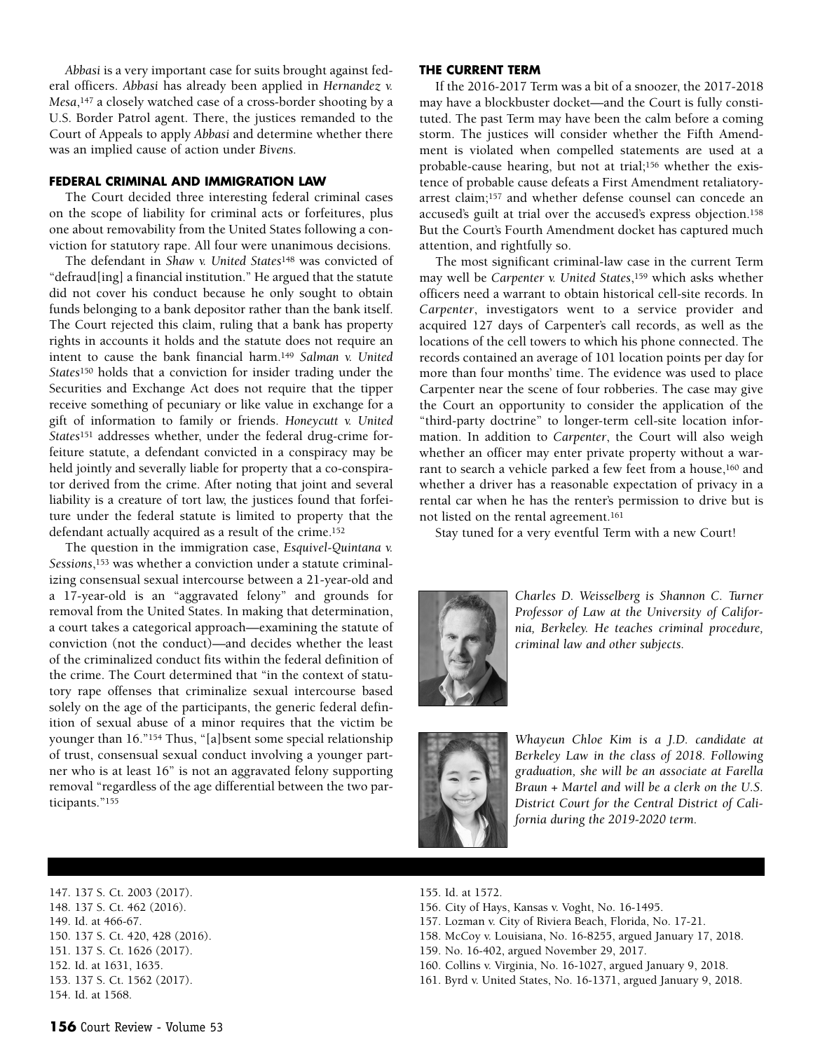*Abbasi* is a very important case for suits brought against federal officers. *Abbasi* has already been applied in *Hernandez v. Mesa*,[147] a closely watched case of a cross-border shooting by a U.S. Border Patrol agent. There, the justices remanded to the Court of Appeals to apply *Abbasi* and determine whether there was an implied cause of action under *Bivens*.

## FEDERAL CRIMINAL AND IMMIGRATION LAW

The Court decided three interesting federal criminal cases on the scope of liability for criminal acts or forfeitures, plus one about removability from the United States following a conviction for statutory rape. All four were unanimous decisions.

The defendant in *Shaw v. United States*[148] was convicted of "defraud[ing] a financial institution." He argued that the statute did not cover his conduct because he only sought to obtain funds belonging to a bank depositor rather than the bank itself. The Court rejected this claim, ruling that a bank has property rights in accounts it holds and the statute does not require an intent to cause the bank financial harm.[149] *Salman v. United States*[150] holds that a conviction for insider trading under the Securities and Exchange Act does not require that the tipper receive something of pecuniary or like value in exchange for a gift of information to family or friends. *Honeycutt v. United States*[151] addresses whether, under the federal drug-crime forfeiture statute, a defendant convicted in a conspiracy may be held jointly and severally liable for property that a co-conspirator derived from the crime. After noting that joint and several liability is a creature of tort law, the justices found that forfeiture under the federal statute is limited to property that the defendant actually acquired as a result of the crime.[152]

The question in the immigration case, *Esquivel-Quintana v. Sessions*,[153] was whether a conviction under a statute criminalizing consensual sexual intercourse between a 21-year-old and a 17-year-old is an "aggravated felony" and grounds for removal from the United States. In making that determination, a court takes a categorical approach—examining the statute of conviction (not the conduct)—and decides whether the least of the criminalized conduct fits within the federal definition of the crime. The Court determined that "in the context of statutory rape offenses that criminalize sexual intercourse based solely on the age of the participants, the generic federal definition of sexual abuse of a minor requires that the victim be younger than 16."[154] Thus, "[a]bsent some special relationship of trust, consensual sexual conduct involving a younger partner who is at least 16" is not an aggravated felony supporting removal "regardless of the age differential between the two participants."[155]

## THE CURRENT TERM

If the 2016-2017 Term was a bit of a snoozer, the 2017-2018 may have a blockbuster docket—and the Court is fully constituted. The past Term may have been the calm before a coming storm. The justices will consider whether the Fifth Amendment is violated when compelled statements are used at a probable-cause hearing, but not at trial;[156] whether the existence of probable cause defeats a First Amendment retaliatory-arrest claim;[157] and whether defense counsel can concede an accused's guilt at trial over the accused's express objection.[158] But the Court's Fourth Amendment docket has captured much attention, and rightfully so.

The most significant criminal-law case in the current Term may well be *Carpenter v. United States*,[159] which asks whether officers need a warrant to obtain historical cell-site records. In *Carpenter*, investigators went to a service provider and acquired 127 days of Carpenter's call records, as well as the locations of the cell towers to which his phone connected. The records contained an average of 101 location points per day for more than four months' time. The evidence was used to place Carpenter near the scene of four robberies. The case may give the Court an opportunity to consider the application of the "third-party doctrine" to longer-term cell-site location information. In addition to *Carpenter*, the Court will also weigh whether an officer may enter private property without a warrant to search a vehicle parked a few feet from a house,[160] and whether a driver has a reasonable expectation of privacy in a rental car when he has the renter's permission to drive but is not listed on the rental agreement.[161]

Stay tuned for a very eventful Term with a new Court!

*Charles D. Weisselberg is Shannon C. Turner Professor of Law at the University of California, Berkeley. He teaches criminal procedure, criminal law and other subjects.*

*Whayeun Chloe Kim is a J.D. candidate at Berkeley Law in the class of 2018. Following graduation, she will be an associate at Farella Braun + Martel and will be a clerk on the U.S. District Court for the Central District of California during the 2019-2020 term.*

---

147. 137 S. Ct. 2003 (2017).
148. 137 S. Ct. 462 (2016).
149. Id. at 466-67.
150. 137 S. Ct. 420, 428 (2016).
151. 137 S. Ct. 1626 (2017).
152. Id. at 1631, 1635.
153. 137 S. Ct. 1562 (2017).
154. Id. at 1568.
155. Id. at 1572.
156. City of Hays, Kansas v. Voght, No. 16-1495.
157. Lozman v. City of Riviera Beach, Florida, No. 17-21.
158. McCoy v. Louisiana, No. 16-8255, argued January 17, 2018.
159. No. 16-402, argued November 29, 2017.
160. Collins v. Virginia, No. 16-1027, argued January 9, 2018.
161. Byrd v. United States, No. 16-1371, argued January 9, 2018.